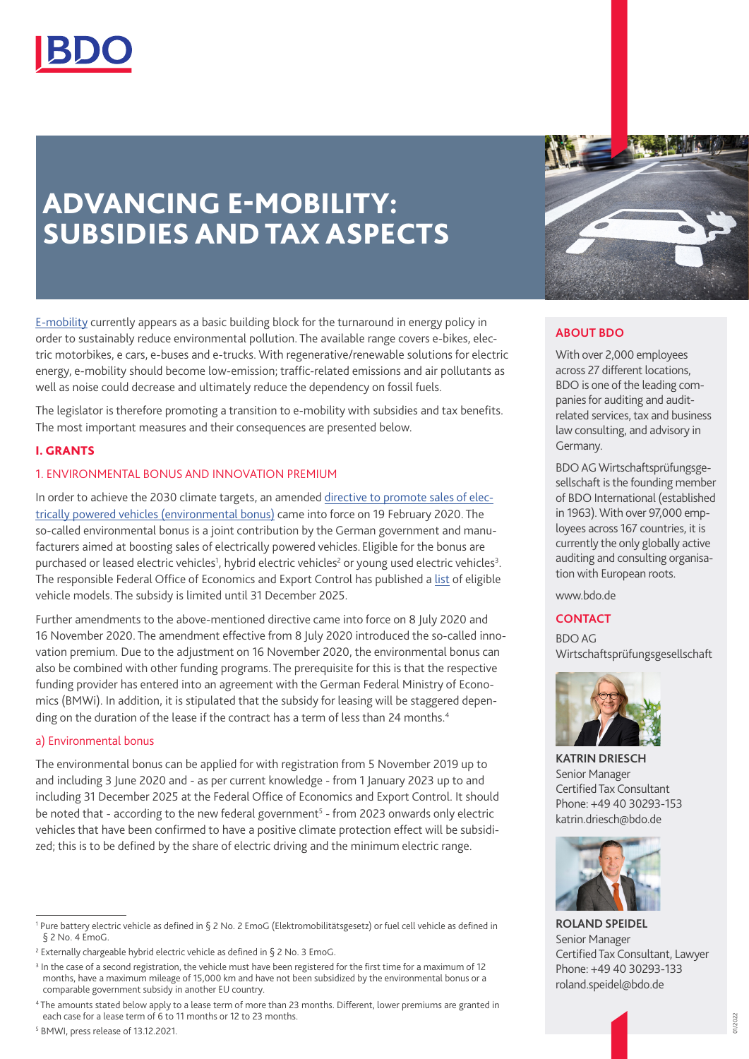# ADVANCING E-MOBILITY: SUBSIDIES AND TAX ASPECTS

E-mobility currently appears as a basic building block for the turnaround in energy policy in order to sustainably reduce environmental pollution. The available range covers e-bikes, electric motorbikes, e cars, e-buses and e-trucks. With regenerative/renewable solutions for electric energy, e-mobility should become low-emission; traffic-related emissions and air pollutants as well as noise could decrease and ultimately reduce the dependency on fossil fuels.

The legislator is therefore promoting a transition to e-mobility with subsidies and tax benefits. The most important measures and their consequences are presented below.

## I. GRANTS

### 1. ENVIRONMENTAL BONUS AND INNOVATION PREMIUM

In order to achieve the 2030 climate targets, an amended directive to promote sales of electrically powered vehicles (environmental bonus) came into force on 19 February 2020. The so-called environmental bonus is a joint contribution by the German government and manufacturers aimed at boosting sales of electrically powered vehicles. Eligible for the bonus are purchased or leased electric vehicles[1], hybrid electric vehicles[2] or young used electric vehicles[3]. The responsible Federal Office of Economics and Export Control has published a list of eligible vehicle models. The subsidy is limited until 31 December 2025.

Further amendments to the above-mentioned directive came into force on 8 July 2020 and 16 November 2020. The amendment effective from 8 July 2020 introduced the so-called innovation premium. Due to the adjustment on 16 November 2020, the environmental bonus can also be combined with other funding programs. The prerequisite for this is that the respective funding provider has entered into an agreement with the German Federal Ministry of Economics (BMWi). In addition, it is stipulated that the subsidy for leasing will be staggered depending on the duration of the lease if the contract has a term of less than 24 months.[4]

#### a) Environmental bonus

The environmental bonus can be applied for with registration from 5 November 2019 up to and including 3 June 2020 and - as per current knowledge - from 1 January 2023 up to and including 31 December 2025 at the Federal Office of Economics and Export Control. It should be noted that - according to the new federal government[5] - from 2023 onwards only electric vehicles that have been confirmed to have a positive climate protection effect will be subsidized; this is to be defined by the share of electric driving and the minimum electric range.

---

[1] Pure battery electric vehicle as defined in § 2 No. 2 EmoG (Elektromobilitätsgesetz) or fuel cell vehicle as defined in § 2 No. 4 EmoG.

[2] Externally chargeable hybrid electric vehicle as defined in § 2 No. 3 EmoG.

[3] In the case of a second registration, the vehicle must have been registered for the first time for a maximum of 12 months, have a maximum mileage of 15,000 km and have not been subsidized by the environmental bonus or a comparable government subsidy in another EU country.

[4] The amounts stated below apply to a lease term of more than 23 months. Different, lower premiums are granted in each case for a lease term of 6 to 11 months or 12 to 23 months.

[5] BMWI, press release of 13.12.2021.

---

### ABOUT BDO

With over 2,000 employees across 27 different locations, BDO is one of the leading companies for auditing and audit-related services, tax and business law consulting, and advisory in Germany.

BDO AG Wirtschaftsprüfungsgesellschaft is the founding member of BDO International (established in 1963). With over 97,000 employees across 167 countries, it is currently the only globally active auditing and consulting organisation with European roots.

www.bdo.de

### CONTACT

BDO AG
Wirtschaftsprüfungsgesellschaft

**KATRIN DRIESCH**
Senior Manager
Certified Tax Consultant
Phone: +49 40 30293-153
katrin.driesch@bdo.de

**ROLAND SPEIDEL**
Senior Manager
Certified Tax Consultant, Lawyer
Phone: +49 40 30293-133
roland.speidel@bdo.de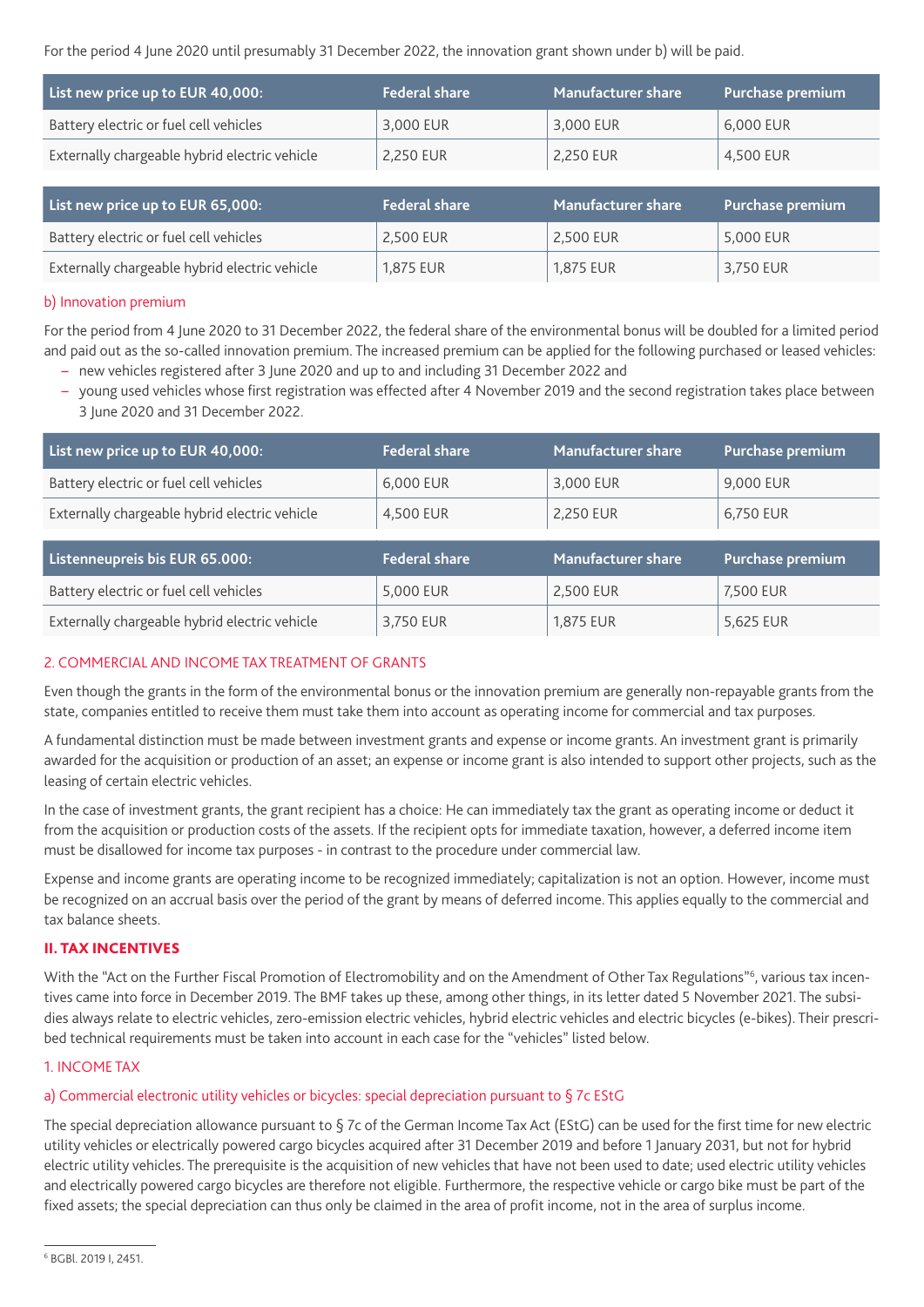For the period 4 June 2020 until presumably 31 December 2022, the innovation grant shown under b) will be paid.

| List new price up to EUR 40,000: | Federal share | Manufacturer share | Purchase premium |
|---|---|---|---|
| Battery electric or fuel cell vehicles | 3,000 EUR | 3,000 EUR | 6,000 EUR |
| Externally chargeable hybrid electric vehicle | 2,250 EUR | 2,250 EUR | 4,500 EUR |

| List new price up to EUR 65,000: | Federal share | Manufacturer share | Purchase premium |
|---|---|---|---|
| Battery electric or fuel cell vehicles | 2,500 EUR | 2,500 EUR | 5,000 EUR |
| Externally chargeable hybrid electric vehicle | 1,875 EUR | 1,875 EUR | 3,750 EUR |

#### b) Innovation premium

For the period from 4 June 2020 to 31 December 2022, the federal share of the environmental bonus will be doubled for a limited period and paid out as the so-called innovation premium. The increased premium can be applied for the following purchased or leased vehicles:

- new vehicles registered after 3 June 2020 and up to and including 31 December 2022 and
- young used vehicles whose first registration was effected after 4 November 2019 and the second registration takes place between 3 June 2020 and 31 December 2022.

| List new price up to EUR 40,000: | Federal share | Manufacturer share | Purchase premium |
|---|---|---|---|
| Battery electric or fuel cell vehicles | 6,000 EUR | 3,000 EUR | 9,000 EUR |
| Externally chargeable hybrid electric vehicle | 4,500 EUR | 2,250 EUR | 6,750 EUR |

| Listenneupreis bis EUR 65.000: | Federal share | Manufacturer share | Purchase premium |
|---|---|---|---|
| Battery electric or fuel cell vehicles | 5,000 EUR | 2,500 EUR | 7,500 EUR |
| Externally chargeable hybrid electric vehicle | 3,750 EUR | 1,875 EUR | 5,625 EUR |

### 2. COMMERCIAL AND INCOME TAX TREATMENT OF GRANTS

Even though the grants in the form of the environmental bonus or the innovation premium are generally non-repayable grants from the state, companies entitled to receive them must take them into account as operating income for commercial and tax purposes.

A fundamental distinction must be made between investment grants and expense or income grants. An investment grant is primarily awarded for the acquisition or production of an asset; an expense or income grant is also intended to support other projects, such as the leasing of certain electric vehicles.

In the case of investment grants, the grant recipient has a choice: He can immediately tax the grant as operating income or deduct it from the acquisition or production costs of the assets. If the recipient opts for immediate taxation, however, a deferred income item must be disallowed for income tax purposes - in contrast to the procedure under commercial law.

Expense and income grants are operating income to be recognized immediately; capitalization is not an option. However, income must be recognized on an accrual basis over the period of the grant by means of deferred income. This applies equally to the commercial and tax balance sheets.

## II. TAX INCENTIVES

With the "Act on the Further Fiscal Promotion of Electromobility and on the Amendment of Other Tax Regulations"[6], various tax incentives came into force in December 2019. The BMF takes up these, among other things, in its letter dated 5 November 2021. The subsidies always relate to electric vehicles, zero-emission electric vehicles, hybrid electric vehicles and electric bicycles (e-bikes). Their prescribed technical requirements must be taken into account in each case for the "vehicles" listed below.

### 1. INCOME TAX

#### a) Commercial electronic utility vehicles or bicycles: special depreciation pursuant to § 7c EStG

The special depreciation allowance pursuant to § 7c of the German Income Tax Act (EStG) can be used for the first time for new electric utility vehicles or electrically powered cargo bicycles acquired after 31 December 2019 and before 1 January 2031, but not for hybrid electric utility vehicles. The prerequisite is the acquisition of new vehicles that have not been used to date; used electric utility vehicles and electrically powered cargo bicycles are therefore not eligible. Furthermore, the respective vehicle or cargo bike must be part of the fixed assets; the special depreciation can thus only be claimed in the area of profit income, not in the area of surplus income.

[6] BGBl. 2019 I, 2451.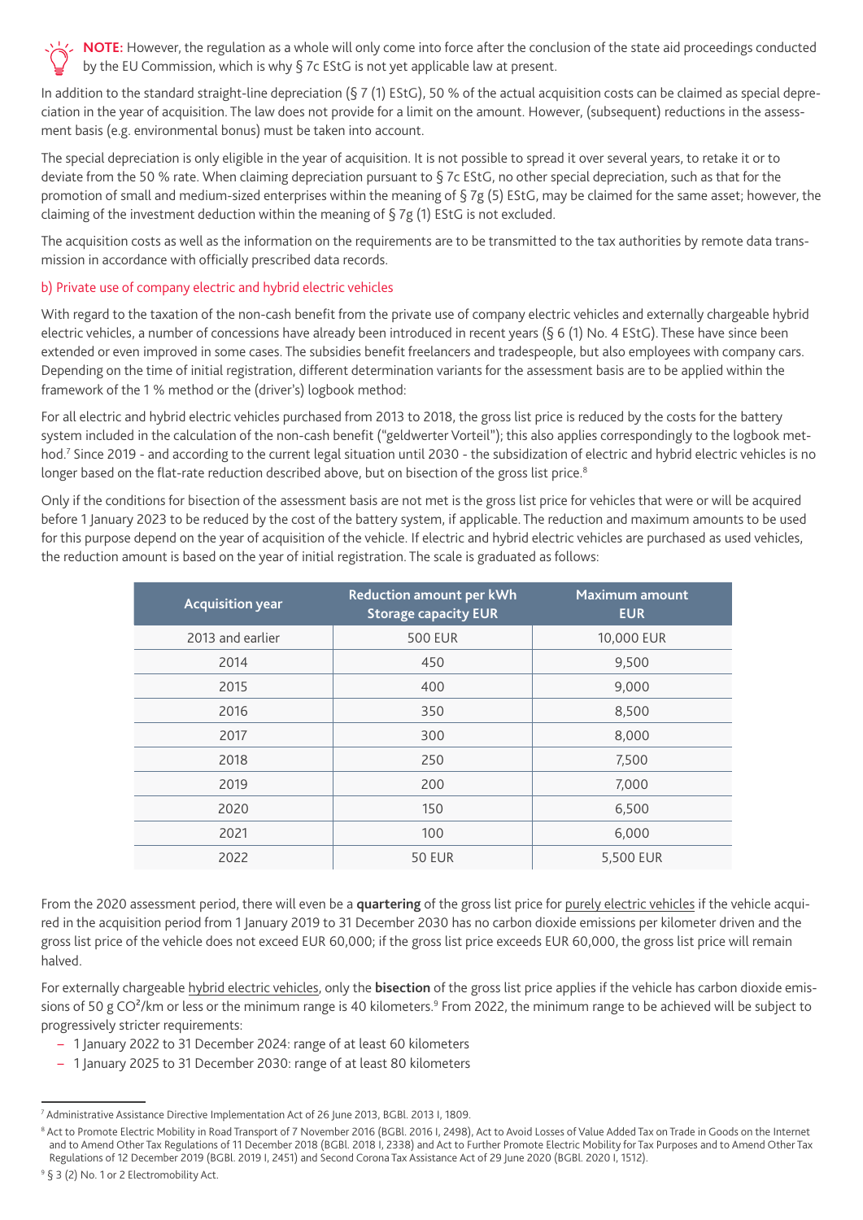**NOTE:** However, the regulation as a whole will only come into force after the conclusion of the state aid proceedings conducted by the EU Commission, which is why § 7c EStG is not yet applicable law at present.

In addition to the standard straight-line depreciation (§ 7 (1) EStG), 50 % of the actual acquisition costs can be claimed as special depreciation in the year of acquisition. The law does not provide for a limit on the amount. However, (subsequent) reductions in the assessment basis (e.g. environmental bonus) must be taken into account.

The special depreciation is only eligible in the year of acquisition. It is not possible to spread it over several years, to retake it or to deviate from the 50 % rate. When claiming depreciation pursuant to § 7c EStG, no other special depreciation, such as that for the promotion of small and medium-sized enterprises within the meaning of § 7g (5) EStG, may be claimed for the same asset; however, the claiming of the investment deduction within the meaning of § 7g (1) EStG is not excluded.

The acquisition costs as well as the information on the requirements are to be transmitted to the tax authorities by remote data transmission in accordance with officially prescribed data records.

### b) Private use of company electric and hybrid electric vehicles

With regard to the taxation of the non-cash benefit from the private use of company electric vehicles and externally chargeable hybrid electric vehicles, a number of concessions have already been introduced in recent years (§ 6 (1) No. 4 EStG). These have since been extended or even improved in some cases. The subsidies benefit freelancers and tradespeople, but also employees with company cars. Depending on the time of initial registration, different determination variants for the assessment basis are to be applied within the framework of the 1 % method or the (driver's) logbook method:

For all electric and hybrid electric vehicles purchased from 2013 to 2018, the gross list price is reduced by the costs for the battery system included in the calculation of the non-cash benefit ("geldwerter Vorteil"); this also applies correspondingly to the logbook method.[7] Since 2019 - and according to the current legal situation until 2030 - the subsidization of electric and hybrid electric vehicles is no longer based on the flat-rate reduction described above, but on bisection of the gross list price.[8]

Only if the conditions for bisection of the assessment basis are not met is the gross list price for vehicles that were or will be acquired before 1 January 2023 to be reduced by the cost of the battery system, if applicable. The reduction and maximum amounts to be used for this purpose depend on the year of acquisition of the vehicle. If electric and hybrid electric vehicles are purchased as used vehicles, the reduction amount is based on the year of initial registration. The scale is graduated as follows:

| Acquisition year | Reduction amount per kWh Storage capacity EUR | Maximum amount EUR |
|---|---|---|
| 2013 and earlier | 500 EUR | 10,000 EUR |
| 2014 | 450 | 9,500 |
| 2015 | 400 | 9,000 |
| 2016 | 350 | 8,500 |
| 2017 | 300 | 8,000 |
| 2018 | 250 | 7,500 |
| 2019 | 200 | 7,000 |
| 2020 | 150 | 6,500 |
| 2021 | 100 | 6,000 |
| 2022 | 50 EUR | 5,500 EUR |

From the 2020 assessment period, there will even be a **quartering** of the gross list price for purely electric vehicles if the vehicle acquired in the acquisition period from 1 January 2019 to 31 December 2030 has no carbon dioxide emissions per kilometer driven and the gross list price of the vehicle does not exceed EUR 60,000; if the gross list price exceeds EUR 60,000, the gross list price will remain halved.

For externally chargeable hybrid electric vehicles, only the **bisection** of the gross list price applies if the vehicle has carbon dioxide emissions of 50 g $CO^2$/km or less or the minimum range is 40 kilometers.[9] From 2022, the minimum range to be achieved will be subject to progressively stricter requirements:

- 1 January 2022 to 31 December 2024: range of at least 60 kilometers
- 1 January 2025 to 31 December 2030: range of at least 80 kilometers

---

[7] Administrative Assistance Directive Implementation Act of 26 June 2013, BGBl. 2013 I, 1809.

[8] Act to Promote Electric Mobility in Road Transport of 7 November 2016 (BGBl. 2016 I, 2498), Act to Avoid Losses of Value Added Tax on Trade in Goods on the Internet and to Amend Other Tax Regulations of 11 December 2018 (BGBl. 2018 I, 2338) and Act to Further Promote Electric Mobility for Tax Purposes and to Amend Other Tax Regulations of 12 December 2019 (BGBl. 2019 I, 2451) and Second Corona Tax Assistance Act of 29 June 2020 (BGBl. 2020 I, 1512).

[9] § 3 (2) No. 1 or 2 Electromobility Act.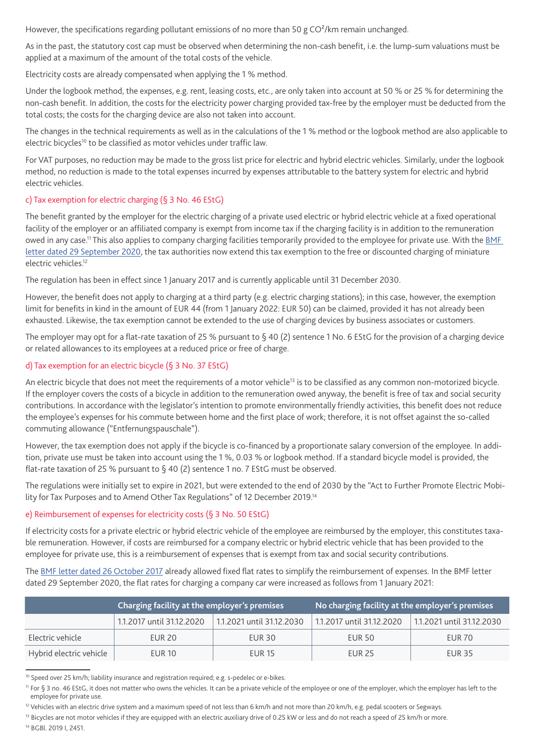However, the specifications regarding pollutant emissions of no more than 50 g $CO^2$/km remain unchanged.

As in the past, the statutory cost cap must be observed when determining the non-cash benefit, i.e. the lump-sum valuations must be applied at a maximum of the amount of the total costs of the vehicle.

Electricity costs are already compensated when applying the 1 % method.

Under the logbook method, the expenses, e.g. rent, leasing costs, etc., are only taken into account at 50 % or 25 % for determining the non-cash benefit. In addition, the costs for the electricity power charging provided tax-free by the employer must be deducted from the total costs; the costs for the charging device are also not taken into account.

The changes in the technical requirements as well as in the calculations of the 1 % method or the logbook method are also applicable to electric bicycles[10] to be classified as motor vehicles under traffic law.

For VAT purposes, no reduction may be made to the gross list price for electric and hybrid electric vehicles. Similarly, under the logbook method, no reduction is made to the total expenses incurred by expenses attributable to the battery system for electric and hybrid electric vehicles.

### c) Tax exemption for electric charging (§ 3 No. 46 EStG)

The benefit granted by the employer for the electric charging of a private used electric or hybrid electric vehicle at a fixed operational facility of the employer or an affiliated company is exempt from income tax if the charging facility is in addition to the remuneration owed in any case.[11] This also applies to company charging facilities temporarily provided to the employee for private use. With the BMF letter dated 29 September 2020, the tax authorities now extend this tax exemption to the free or discounted charging of miniature electric vehicles.[12]

The regulation has been in effect since 1 January 2017 and is currently applicable until 31 December 2030.

However, the benefit does not apply to charging at a third party (e.g. electric charging stations); in this case, however, the exemption limit for benefits in kind in the amount of EUR 44 (from 1 January 2022: EUR 50) can be claimed, provided it has not already been exhausted. Likewise, the tax exemption cannot be extended to the use of charging devices by business associates or customers.

The employer may opt for a flat-rate taxation of 25 % pursuant to § 40 (2) sentence 1 No. 6 EStG for the provision of a charging device or related allowances to its employees at a reduced price or free of charge.

### d) Tax exemption for an electric bicycle (§ 3 No. 37 EStG)

An electric bicycle that does not meet the requirements of a motor vehicle[13] is to be classified as any common non-motorized bicycle. If the employer covers the costs of a bicycle in addition to the remuneration owed anyway, the benefit is free of tax and social security contributions. In accordance with the legislator's intention to promote environmentally friendly activities, this benefit does not reduce the employee's expenses for his commute between home and the first place of work; therefore, it is not offset against the so-called commuting allowance ("Entfernungspauschale").

However, the tax exemption does not apply if the bicycle is co-financed by a proportionate salary conversion of the employee. In addition, private use must be taken into account using the 1 %, 0.03 % or logbook method. If a standard bicycle model is provided, the flat-rate taxation of 25 % pursuant to § 40 (2) sentence 1 no. 7 EStG must be observed.

The regulations were initially set to expire in 2021, but were extended to the end of 2030 by the "Act to Further Promote Electric Mobility for Tax Purposes and to Amend Other Tax Regulations" of 12 December 2019.[14]

### e) Reimbursement of expenses for electricity costs (§ 3 No. 50 EStG)

If electricity costs for a private electric or hybrid electric vehicle of the employee are reimbursed by the employer, this constitutes taxable remuneration. However, if costs are reimbursed for a company electric or hybrid electric vehicle that has been provided to the employee for private use, this is a reimbursement of expenses that is exempt from tax and social security contributions.

The BMF letter dated 26 October 2017 already allowed fixed flat rates to simplify the reimbursement of expenses. In the BMF letter dated 29 September 2020, the flat rates for charging a company car were increased as follows from 1 January 2021:

| | Charging facility at the employer's premises | | No charging facility at the employer's premises | |
|---|---|---|---|---|
| | 1.1.2017 until 31.12.2020 | 1.1.2021 until 31.12.2030 | 1.1.2017 until 31.12.2020 | 1.1.2021 until 31.12.2030 |
| Electric vehicle | EUR 20 | EUR 30 | EUR 50 | EUR 70 |
| Hybrid electric vehicle | EUR 10 | EUR 15 | EUR 25 | EUR 35 |

[10] Speed over 25 km/h; liability insurance and registration required; e.g. s-pedelec or e-bikes.

[11] For § 3 no. 46 EStG, it does not matter who owns the vehicles. It can be a private vehicle of the employee or one of the employer, which the employer has left to the employee for private use.

[12] Vehicles with an electric drive system and a maximum speed of not less than 6 km/h and not more than 20 km/h, e.g. pedal scooters or Segways.

[13] Bicycles are not motor vehicles if they are equipped with an electric auxiliary drive of 0.25 kW or less and do not reach a speed of 25 km/h or more.

[14] BGBl. 2019 I, 2451.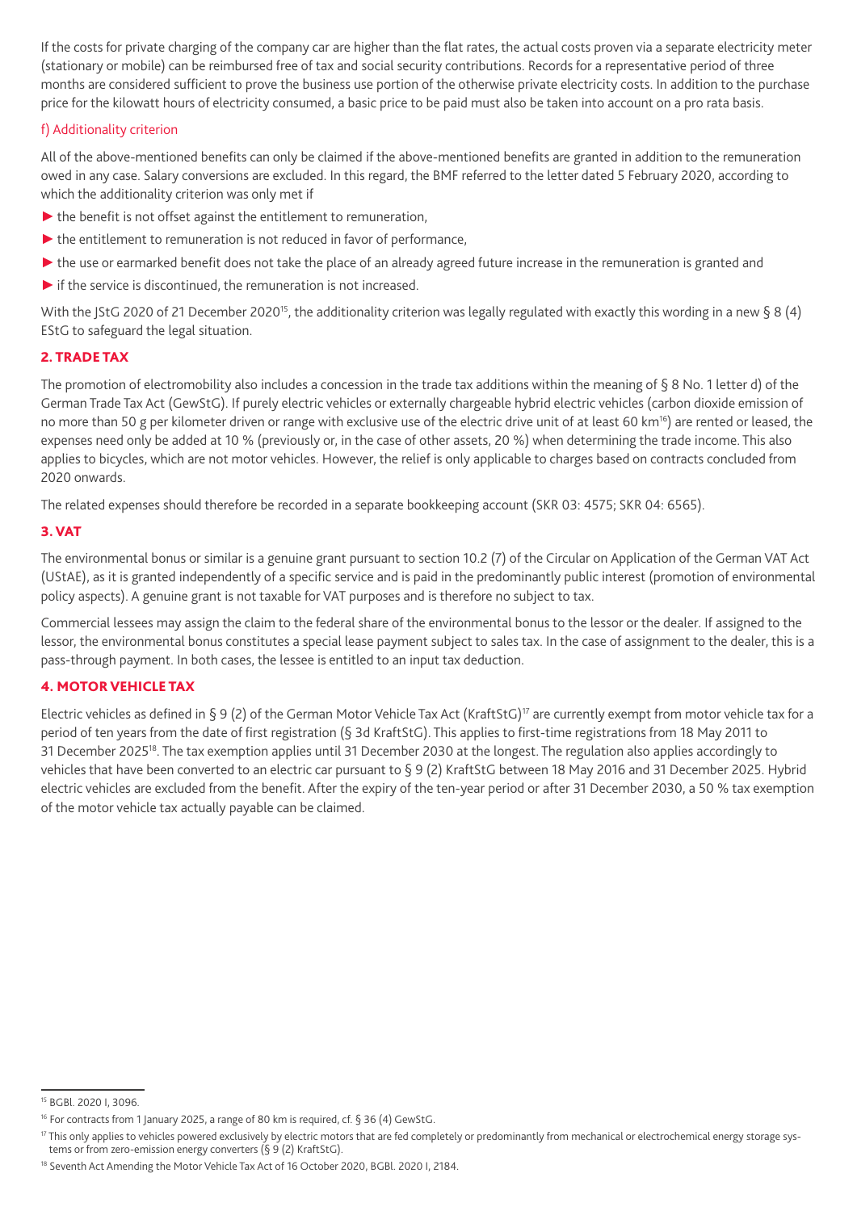If the costs for private charging of the company car are higher than the flat rates, the actual costs proven via a separate electricity meter (stationary or mobile) can be reimbursed free of tax and social security contributions. Records for a representative period of three months are considered sufficient to prove the business use portion of the otherwise private electricity costs. In addition to the purchase price for the kilowatt hours of electricity consumed, a basic price to be paid must also be taken into account on a pro rata basis.

### f) Additionality criterion

All of the above-mentioned benefits can only be claimed if the above-mentioned benefits are granted in addition to the remuneration owed in any case. Salary conversions are excluded. In this regard, the BMF referred to the letter dated 5 February 2020, according to which the additionality criterion was only met if

- the benefit is not offset against the entitlement to remuneration,
- the entitlement to remuneration is not reduced in favor of performance,
- the use or earmarked benefit does not take the place of an already agreed future increase in the remuneration is granted and
- if the service is discontinued, the remuneration is not increased.

With the JStG 2020 of 21 December 2020[15], the additionality criterion was legally regulated with exactly this wording in a new § 8 (4) EStG to safeguard the legal situation.

## 2. TRADE TAX

The promotion of electromobility also includes a concession in the trade tax additions within the meaning of § 8 No. 1 letter d) of the German Trade Tax Act (GewStG). If purely electric vehicles or externally chargeable hybrid electric vehicles (carbon dioxide emission of no more than 50 g per kilometer driven or range with exclusive use of the electric drive unit of at least 60 km[16]) are rented or leased, the expenses need only be added at 10 % (previously or, in the case of other assets, 20 %) when determining the trade income. This also applies to bicycles, which are not motor vehicles. However, the relief is only applicable to charges based on contracts concluded from 2020 onwards.

The related expenses should therefore be recorded in a separate bookkeeping account (SKR 03: 4575; SKR 04: 6565).

## 3. VAT

The environmental bonus or similar is a genuine grant pursuant to section 10.2 (7) of the Circular on Application of the German VAT Act (UStAE), as it is granted independently of a specific service and is paid in the predominantly public interest (promotion of environmental policy aspects). A genuine grant is not taxable for VAT purposes and is therefore no subject to tax.

Commercial lessees may assign the claim to the federal share of the environmental bonus to the lessor or the dealer. If assigned to the lessor, the environmental bonus constitutes a special lease payment subject to sales tax. In the case of assignment to the dealer, this is a pass-through payment. In both cases, the lessee is entitled to an input tax deduction.

## 4. MOTOR VEHICLE TAX

Electric vehicles as defined in § 9 (2) of the German Motor Vehicle Tax Act (KraftStG)[17] are currently exempt from motor vehicle tax for a period of ten years from the date of first registration (§ 3d KraftStG). This applies to first-time registrations from 18 May 2011 to 31 December 2025[18]. The tax exemption applies until 31 December 2030 at the longest. The regulation also applies accordingly to vehicles that have been converted to an electric car pursuant to § 9 (2) KraftStG between 18 May 2016 and 31 December 2025. Hybrid electric vehicles are excluded from the benefit. After the expiry of the ten-year period or after 31 December 2030, a 50 % tax exemption of the motor vehicle tax actually payable can be claimed.

---

[15] BGBl. 2020 I, 3096.

[16] For contracts from 1 January 2025, a range of 80 km is required, cf. § 36 (4) GewStG.

[17] This only applies to vehicles powered exclusively by electric motors that are fed completely or predominantly from mechanical or electrochemical energy storage systems or from zero-emission energy converters (§ 9 (2) KraftStG).

[18] Seventh Act Amending the Motor Vehicle Tax Act of 16 October 2020, BGBl. 2020 I, 2184.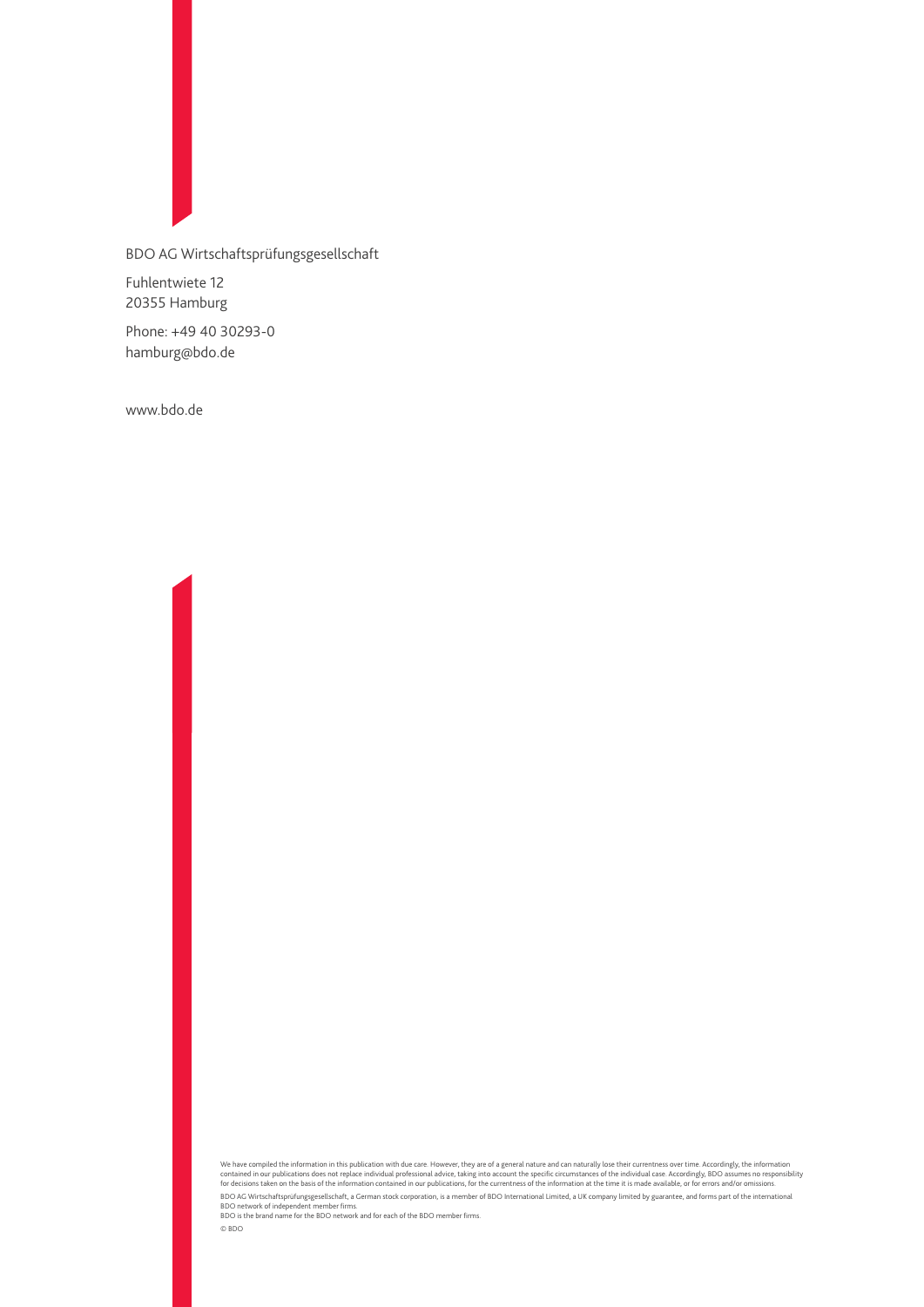BDO AG Wirtschaftsprüfungsgesellschaft

Fuhlentwiete 12
20355 Hamburg

Phone: +49 40 30293-0
hamburg@bdo.de

www.bdo.de

We have compiled the information in this publication with due care. However, they are of a general nature and can naturally lose their currentness over time. Accordingly, the information contained in our publications does not replace individual professional advice, taking into account the specific circumstances of the individual case. Accordingly, BDO assumes no responsibility for decisions taken on the basis of the information contained in our publications, for the currentness of the information at the time it is made available, or for errors and/or omissions.

BDO AG Wirtschaftsprüfungsgesellschaft, a German stock corporation, is a member of BDO International Limited, a UK company limited by guarantee, and forms part of the international BDO network of independent member firms.
BDO is the brand name for the BDO network and for each of the BDO member firms.

© BDO